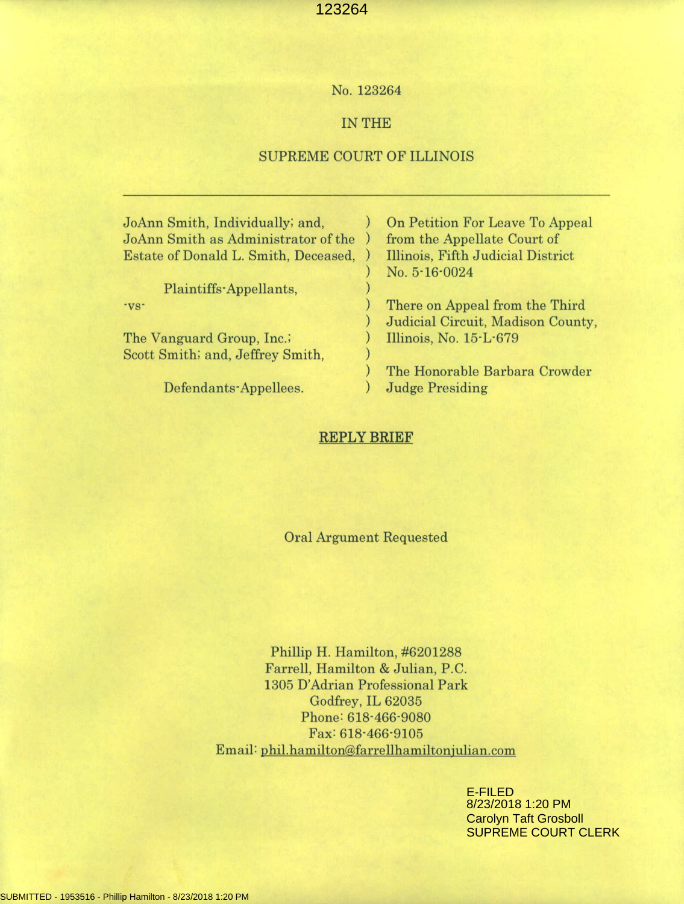No. 123264

IN THE

SUPREME COURT OF ILLINOIS

---

| | | |
|---|---|---|
| JoAnn Smith, Individually; and, JoAnn Smith as Administrator of the Estate of Donald L. Smith, Deceased, | ) | On Petition For Leave To Appeal from the Appellate Court of Illinois, Fifth Judicial District No. 5-16-0024 |
| Plaintiffs-Appellants, | ) | |
| -vs- | ) | There on Appeal from the Third Judicial Circuit, Madison County, Illinois, No. 15-L-679 |
| The Vanguard Group, Inc.; Scott Smith; and, Jeffrey Smith, | ) | |
| Defendants-Appellees. | ) | The Honorable Barbara Crowder Judge Presiding |

## REPLY BRIEF

Oral Argument Requested

Phillip H. Hamilton, #6201288
Farrell, Hamilton & Julian, P.C.
1305 D'Adrian Professional Park
Godfrey, IL 62035
Phone: 618-466-9080
Fax: 618-466-9105
Email: phil.hamilton@farrellhamiltonjulian.com

E-FILED
8/23/2018 1:20 PM
Carolyn Taft Grosboll
SUPREME COURT CLERK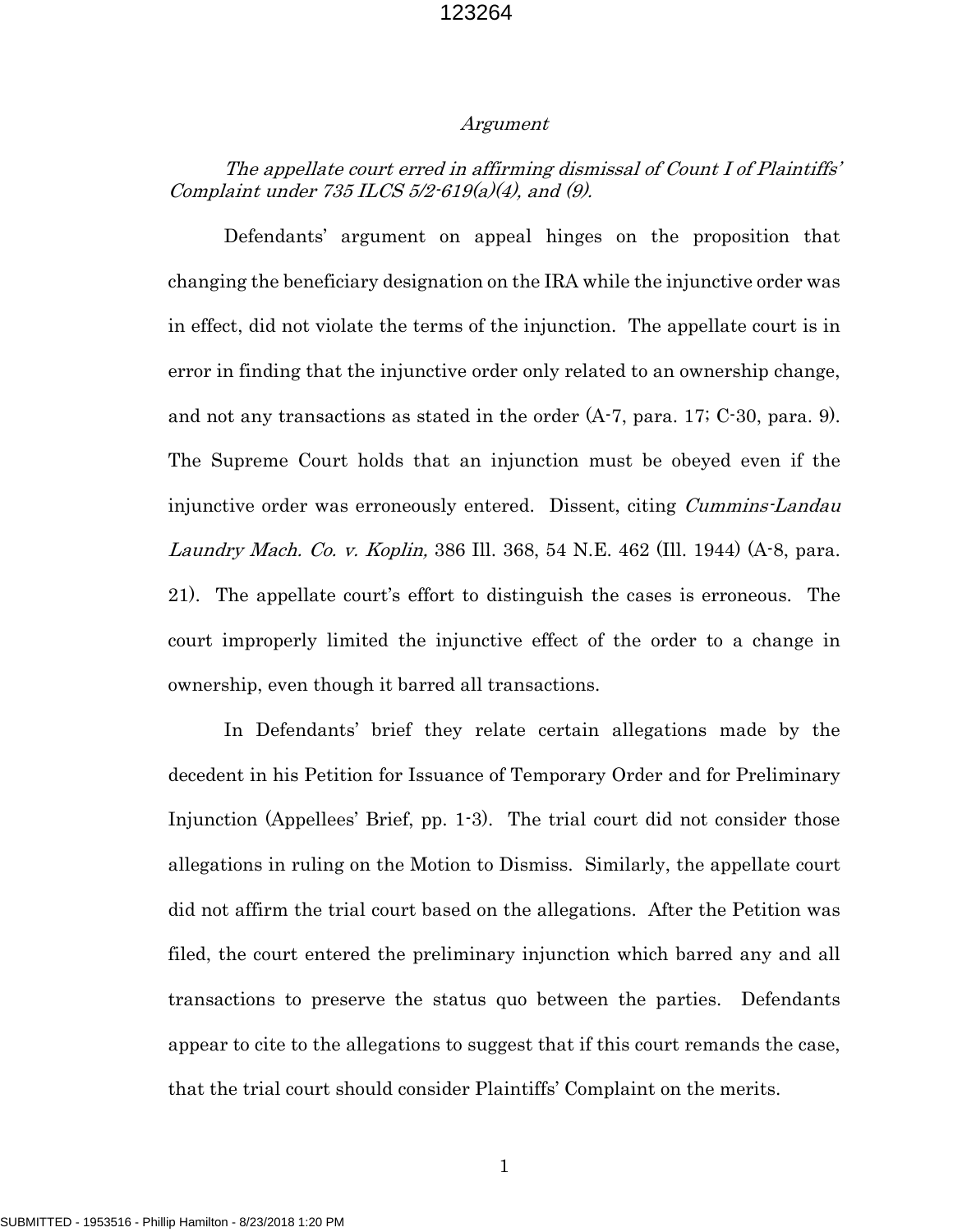## *Argument*

*The appellate court erred in affirming dismissal of Count I of Plaintiffs' Complaint under 735 ILCS 5/2-619(a)(4), and (9).*

Defendants' argument on appeal hinges on the proposition that changing the beneficiary designation on the IRA while the injunctive order was in effect, did not violate the terms of the injunction. The appellate court is in error in finding that the injunctive order only related to an ownership change, and not any transactions as stated in the order (A-7, para. 17; C-30, para. 9). The Supreme Court holds that an injunction must be obeyed even if the injunctive order was erroneously entered. Dissent, citing *Cummins-Landau Laundry Mach. Co. v. Koplin,* 386 Ill. 368, 54 N.E. 462 (Ill. 1944) (A-8, para. 21). The appellate court's effort to distinguish the cases is erroneous. The court improperly limited the injunctive effect of the order to a change in ownership, even though it barred all transactions.

In Defendants' brief they relate certain allegations made by the decedent in his Petition for Issuance of Temporary Order and for Preliminary Injunction (Appellees' Brief, pp. 1-3). The trial court did not consider those allegations in ruling on the Motion to Dismiss. Similarly, the appellate court did not affirm the trial court based on the allegations. After the Petition was filed, the court entered the preliminary injunction which barred any and all transactions to preserve the status quo between the parties. Defendants appear to cite to the allegations to suggest that if this court remands the case, that the trial court should consider Plaintiffs' Complaint on the merits.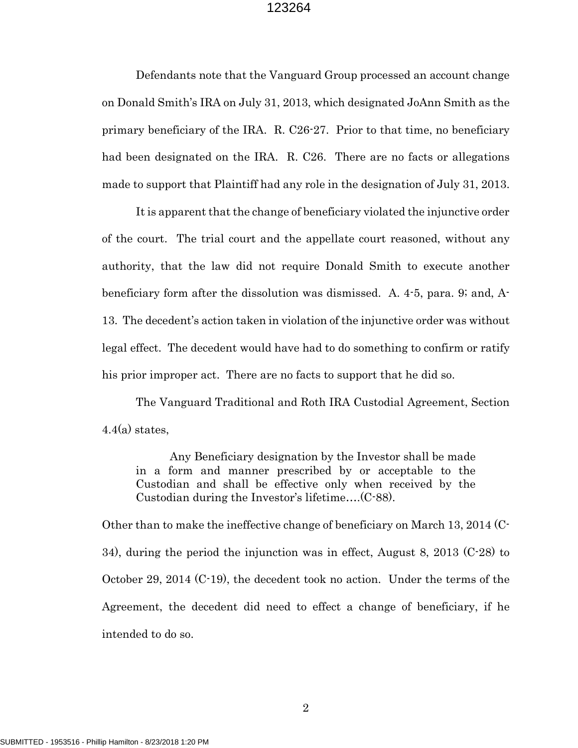Defendants note that the Vanguard Group processed an account change on Donald Smith's IRA on July 31, 2013, which designated JoAnn Smith as the primary beneficiary of the IRA. R. C26-27. Prior to that time, no beneficiary had been designated on the IRA. R. C26. There are no facts or allegations made to support that Plaintiff had any role in the designation of July 31, 2013.

It is apparent that the change of beneficiary violated the injunctive order of the court. The trial court and the appellate court reasoned, without any authority, that the law did not require Donald Smith to execute another beneficiary form after the dissolution was dismissed. A. 4-5, para. 9; and, A-13. The decedent's action taken in violation of the injunctive order was without legal effect. The decedent would have had to do something to confirm or ratify his prior improper act. There are no facts to support that he did so.

The Vanguard Traditional and Roth IRA Custodial Agreement, Section 4.4(a) states,

> Any Beneficiary designation by the Investor shall be made in a form and manner prescribed by or acceptable to the Custodian and shall be effective only when received by the Custodian during the Investor's lifetime….(C-88).

Other than to make the ineffective change of beneficiary on March 13, 2014 (C-34), during the period the injunction was in effect, August 8, 2013 (C-28) to October 29, 2014 (C-19), the decedent took no action. Under the terms of the Agreement, the decedent did need to effect a change of beneficiary, if he intended to do so.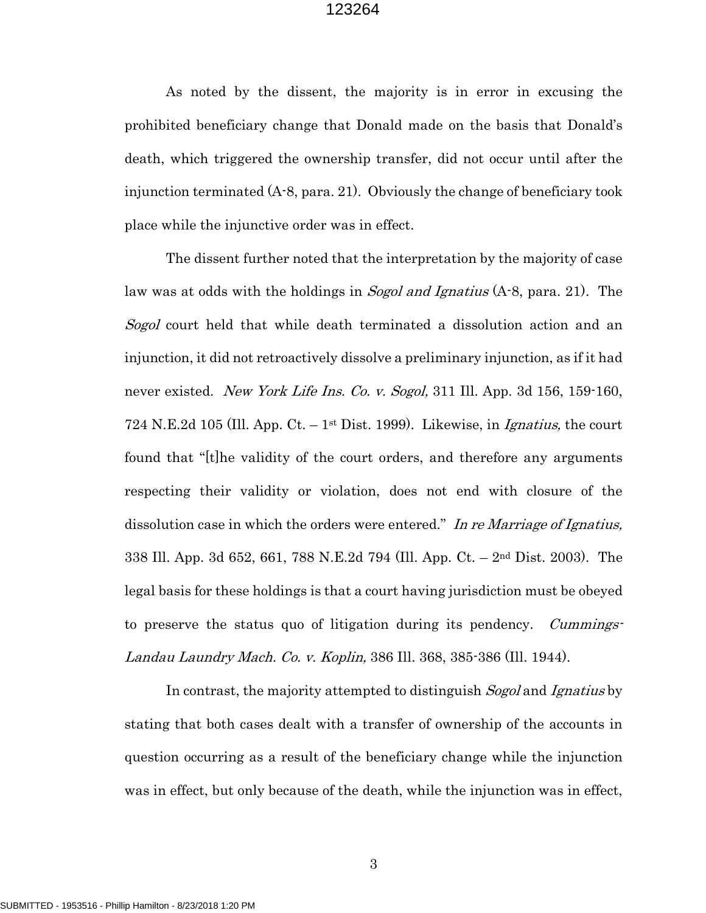As noted by the dissent, the majority is in error in excusing the prohibited beneficiary change that Donald made on the basis that Donald's death, which triggered the ownership transfer, did not occur until after the injunction terminated (A-8, para. 21). Obviously the change of beneficiary took place while the injunctive order was in effect.

The dissent further noted that the interpretation by the majority of case law was at odds with the holdings in *Sogol and Ignatius* (A-8, para. 21). The *Sogol* court held that while death terminated a dissolution action and an injunction, it did not retroactively dissolve a preliminary injunction, as if it had never existed. *New York Life Ins. Co. v. Sogol,* 311 Ill. App. 3d 156, 159-160, 724 N.E.2d 105 (Ill. App. Ct. – 1st Dist. 1999). Likewise, in *Ignatius,* the court found that "[t]he validity of the court orders, and therefore any arguments respecting their validity or violation, does not end with closure of the dissolution case in which the orders were entered." *In re Marriage of Ignatius,* 338 Ill. App. 3d 652, 661, 788 N.E.2d 794 (Ill. App. Ct. – 2nd Dist. 2003). The legal basis for these holdings is that a court having jurisdiction must be obeyed to preserve the status quo of litigation during its pendency. *Cummings-Landau Laundry Mach. Co. v. Koplin,* 386 Ill. 368, 385-386 (Ill. 1944).

In contrast, the majority attempted to distinguish *Sogol* and *Ignatius* by stating that both cases dealt with a transfer of ownership of the accounts in question occurring as a result of the beneficiary change while the injunction was in effect, but only because of the death, while the injunction was in effect,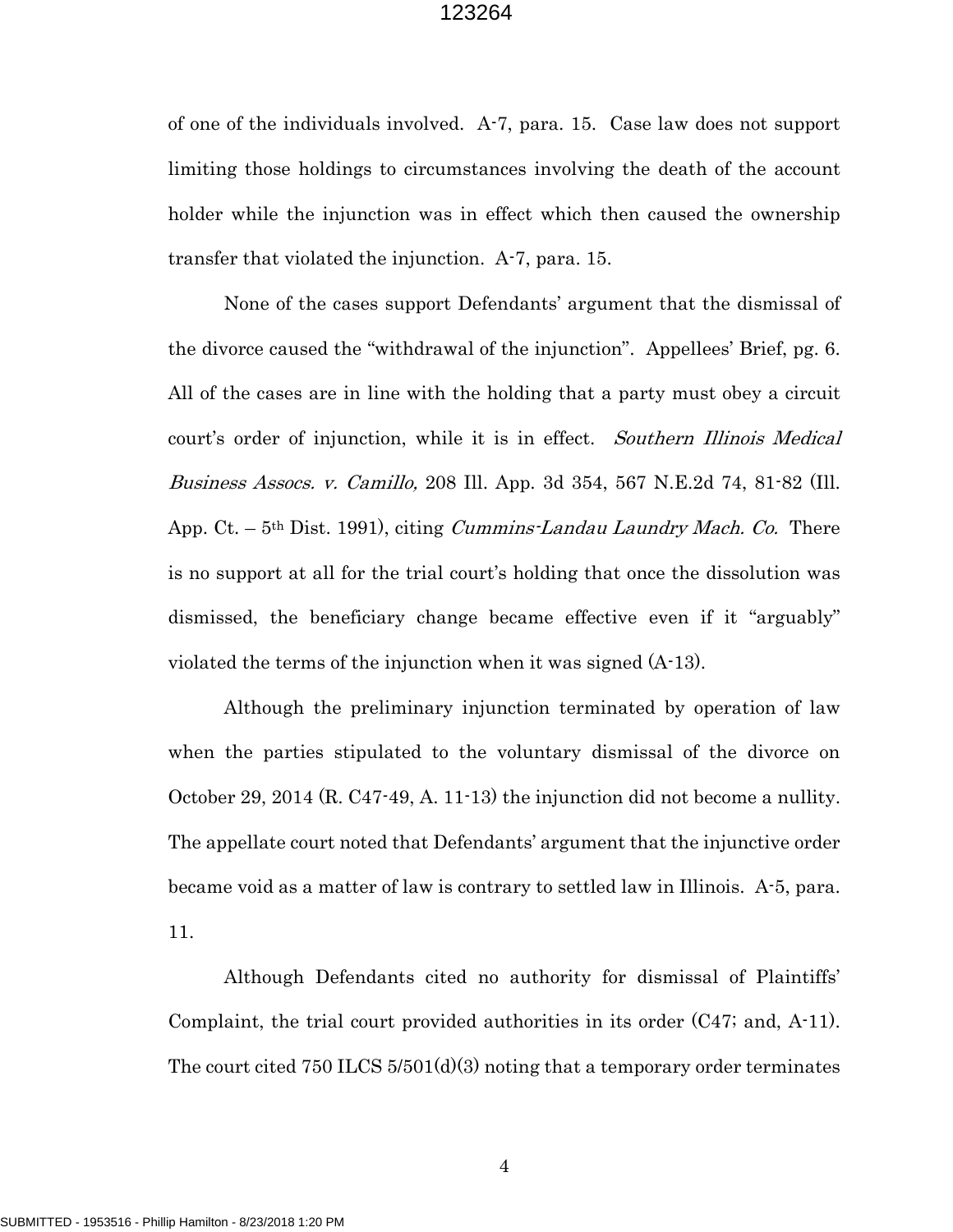of one of the individuals involved. A-7, para. 15. Case law does not support limiting those holdings to circumstances involving the death of the account holder while the injunction was in effect which then caused the ownership transfer that violated the injunction. A-7, para. 15.

None of the cases support Defendants' argument that the dismissal of the divorce caused the "withdrawal of the injunction". Appellees' Brief, pg. 6. All of the cases are in line with the holding that a party must obey a circuit court's order of injunction, while it is in effect. *Southern Illinois Medical Business Assocs. v. Camillo,* 208 Ill. App. 3d 354, 567 N.E.2d 74, 81-82 (Ill. App. Ct. – 5th Dist. 1991), citing *Cummins-Landau Laundry Mach. Co.* There is no support at all for the trial court's holding that once the dissolution was dismissed, the beneficiary change became effective even if it "arguably" violated the terms of the injunction when it was signed (A-13).

Although the preliminary injunction terminated by operation of law when the parties stipulated to the voluntary dismissal of the divorce on October 29, 2014 (R. C47-49, A. 11-13) the injunction did not become a nullity. The appellate court noted that Defendants' argument that the injunctive order became void as a matter of law is contrary to settled law in Illinois. A-5, para. 11.

Although Defendants cited no authority for dismissal of Plaintiffs' Complaint, the trial court provided authorities in its order (C47; and, A-11). The court cited 750 ILCS 5/501(d)(3) noting that a temporary order terminates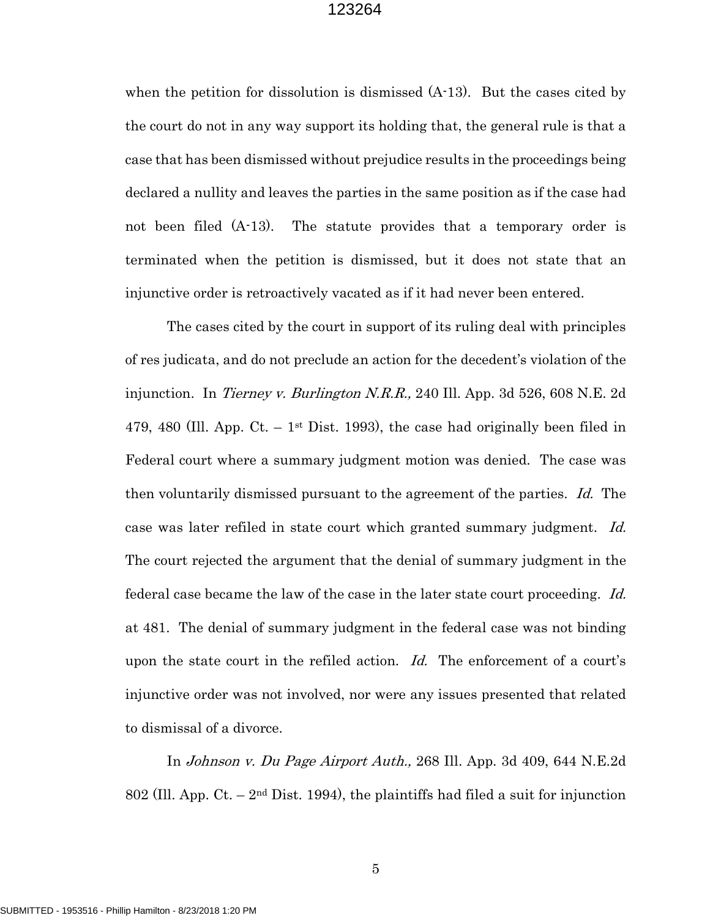when the petition for dissolution is dismissed (A-13). But the cases cited by the court do not in any way support its holding that, the general rule is that a case that has been dismissed without prejudice results in the proceedings being declared a nullity and leaves the parties in the same position as if the case had not been filed (A-13). The statute provides that a temporary order is terminated when the petition is dismissed, but it does not state that an injunctive order is retroactively vacated as if it had never been entered.

The cases cited by the court in support of its ruling deal with principles of res judicata, and do not preclude an action for the decedent's violation of the injunction. In *Tierney v. Burlington N.R.R.,* 240 Ill. App. 3d 526, 608 N.E. 2d 479, 480 (Ill. App. Ct. – 1st Dist. 1993), the case had originally been filed in Federal court where a summary judgment motion was denied. The case was then voluntarily dismissed pursuant to the agreement of the parties. *Id.* The case was later refiled in state court which granted summary judgment. *Id.* The court rejected the argument that the denial of summary judgment in the federal case became the law of the case in the later state court proceeding. *Id.* at 481. The denial of summary judgment in the federal case was not binding upon the state court in the refiled action. *Id.* The enforcement of a court's injunctive order was not involved, nor were any issues presented that related to dismissal of a divorce.

In *Johnson v. Du Page Airport Auth.,* 268 Ill. App. 3d 409, 644 N.E.2d 802 (Ill. App. Ct. – 2nd Dist. 1994), the plaintiffs had filed a suit for injunction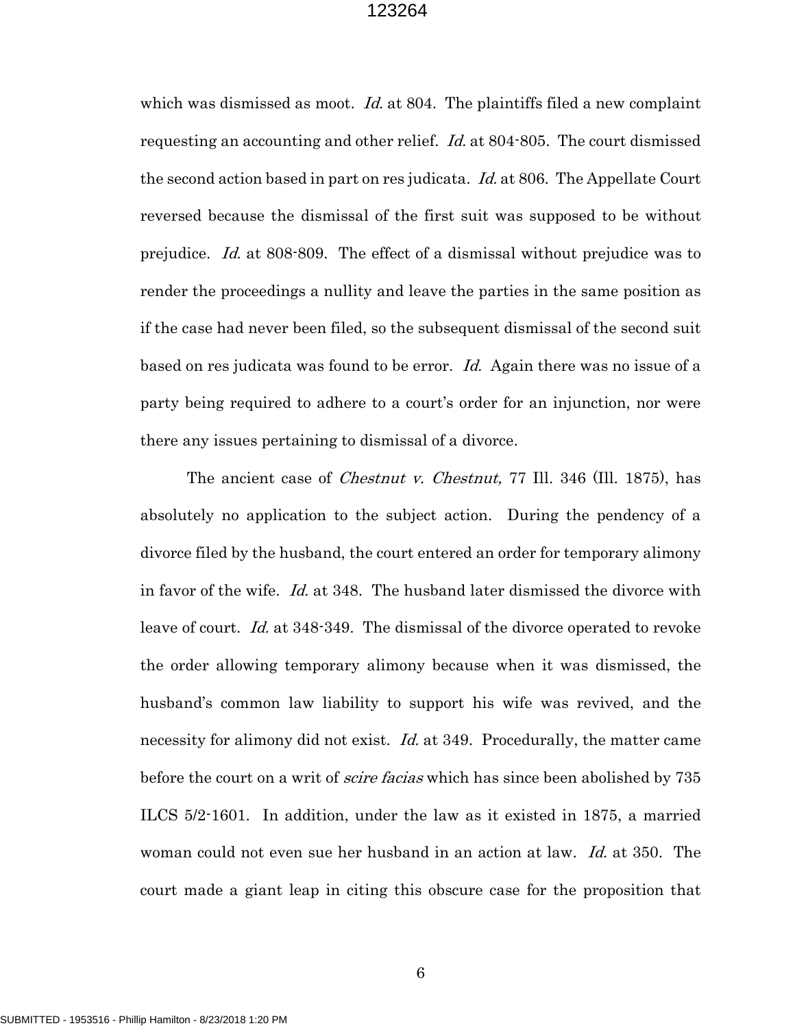which was dismissed as moot. *Id.* at 804. The plaintiffs filed a new complaint requesting an accounting and other relief. *Id.* at 804-805. The court dismissed the second action based in part on res judicata. *Id.* at 806. The Appellate Court reversed because the dismissal of the first suit was supposed to be without prejudice. *Id.* at 808-809. The effect of a dismissal without prejudice was to render the proceedings a nullity and leave the parties in the same position as if the case had never been filed, so the subsequent dismissal of the second suit based on res judicata was found to be error. *Id.* Again there was no issue of a party being required to adhere to a court's order for an injunction, nor were there any issues pertaining to dismissal of a divorce.

The ancient case of *Chestnut v. Chestnut,* 77 Ill. 346 (Ill. 1875), has absolutely no application to the subject action. During the pendency of a divorce filed by the husband, the court entered an order for temporary alimony in favor of the wife. *Id.* at 348. The husband later dismissed the divorce with leave of court. *Id.* at 348-349. The dismissal of the divorce operated to revoke the order allowing temporary alimony because when it was dismissed, the husband's common law liability to support his wife was revived, and the necessity for alimony did not exist. *Id.* at 349. Procedurally, the matter came before the court on a writ of *scire facias* which has since been abolished by 735 ILCS 5/2-1601. In addition, under the law as it existed in 1875, a married woman could not even sue her husband in an action at law. *Id.* at 350. The court made a giant leap in citing this obscure case for the proposition that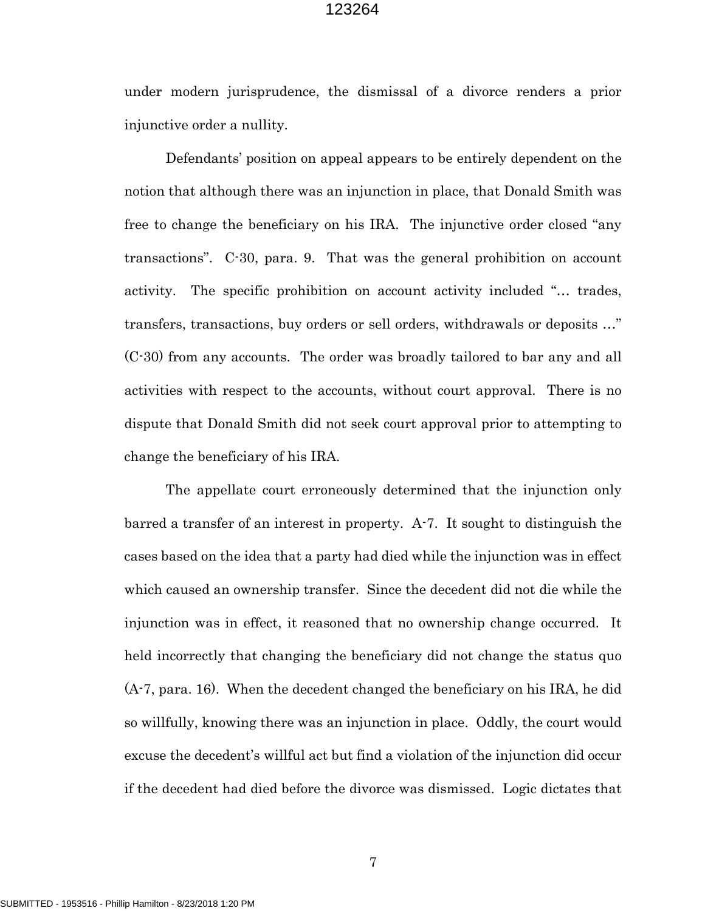under modern jurisprudence, the dismissal of a divorce renders a prior injunctive order a nullity.

Defendants' position on appeal appears to be entirely dependent on the notion that although there was an injunction in place, that Donald Smith was free to change the beneficiary on his IRA. The injunctive order closed "any transactions". C-30, para. 9. That was the general prohibition on account activity. The specific prohibition on account activity included "… trades, transfers, transactions, buy orders or sell orders, withdrawals or deposits …" (C-30) from any accounts. The order was broadly tailored to bar any and all activities with respect to the accounts, without court approval. There is no dispute that Donald Smith did not seek court approval prior to attempting to change the beneficiary of his IRA.

The appellate court erroneously determined that the injunction only barred a transfer of an interest in property. A-7. It sought to distinguish the cases based on the idea that a party had died while the injunction was in effect which caused an ownership transfer. Since the decedent did not die while the injunction was in effect, it reasoned that no ownership change occurred. It held incorrectly that changing the beneficiary did not change the status quo (A-7, para. 16). When the decedent changed the beneficiary on his IRA, he did so willfully, knowing there was an injunction in place. Oddly, the court would excuse the decedent's willful act but find a violation of the injunction did occur if the decedent had died before the divorce was dismissed. Logic dictates that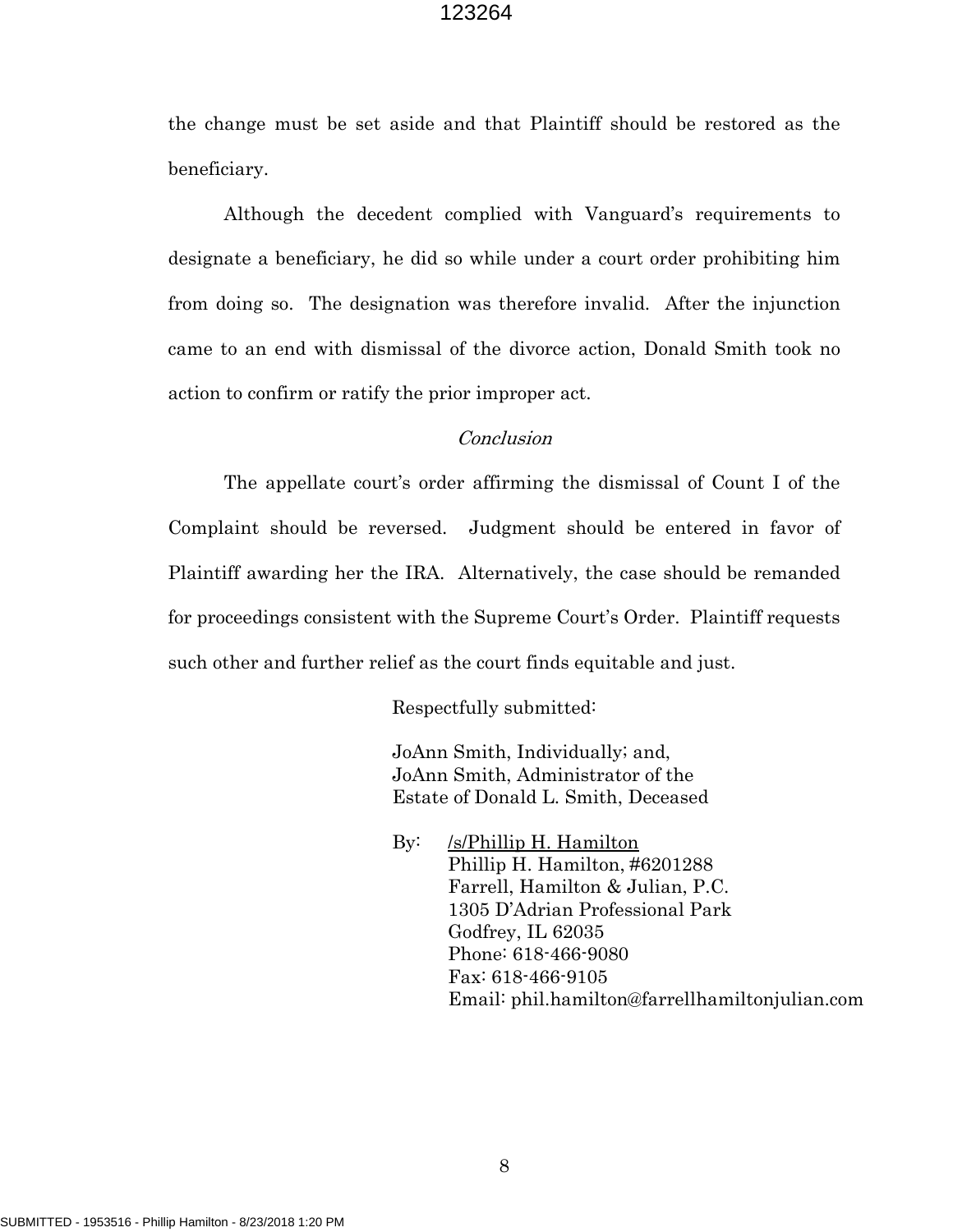the change must be set aside and that Plaintiff should be restored as the beneficiary.

Although the decedent complied with Vanguard's requirements to designate a beneficiary, he did so while under a court order prohibiting him from doing so. The designation was therefore invalid. After the injunction came to an end with dismissal of the divorce action, Donald Smith took no action to confirm or ratify the prior improper act.

## *Conclusion*

The appellate court's order affirming the dismissal of Count I of the Complaint should be reversed. Judgment should be entered in favor of Plaintiff awarding her the IRA. Alternatively, the case should be remanded for proceedings consistent with the Supreme Court's Order. Plaintiff requests such other and further relief as the court finds equitable and just.

Respectfully submitted:

JoAnn Smith, Individually; and,
JoAnn Smith, Administrator of the
Estate of Donald L. Smith, Deceased

By: /s/Phillip H. Hamilton
Phillip H. Hamilton, #6201288
Farrell, Hamilton & Julian, P.C.
1305 D'Adrian Professional Park
Godfrey, IL 62035
Phone: 618-466-9080
Fax: 618-466-9105
Email: phil.hamilton@farrellhamiltonjulian.com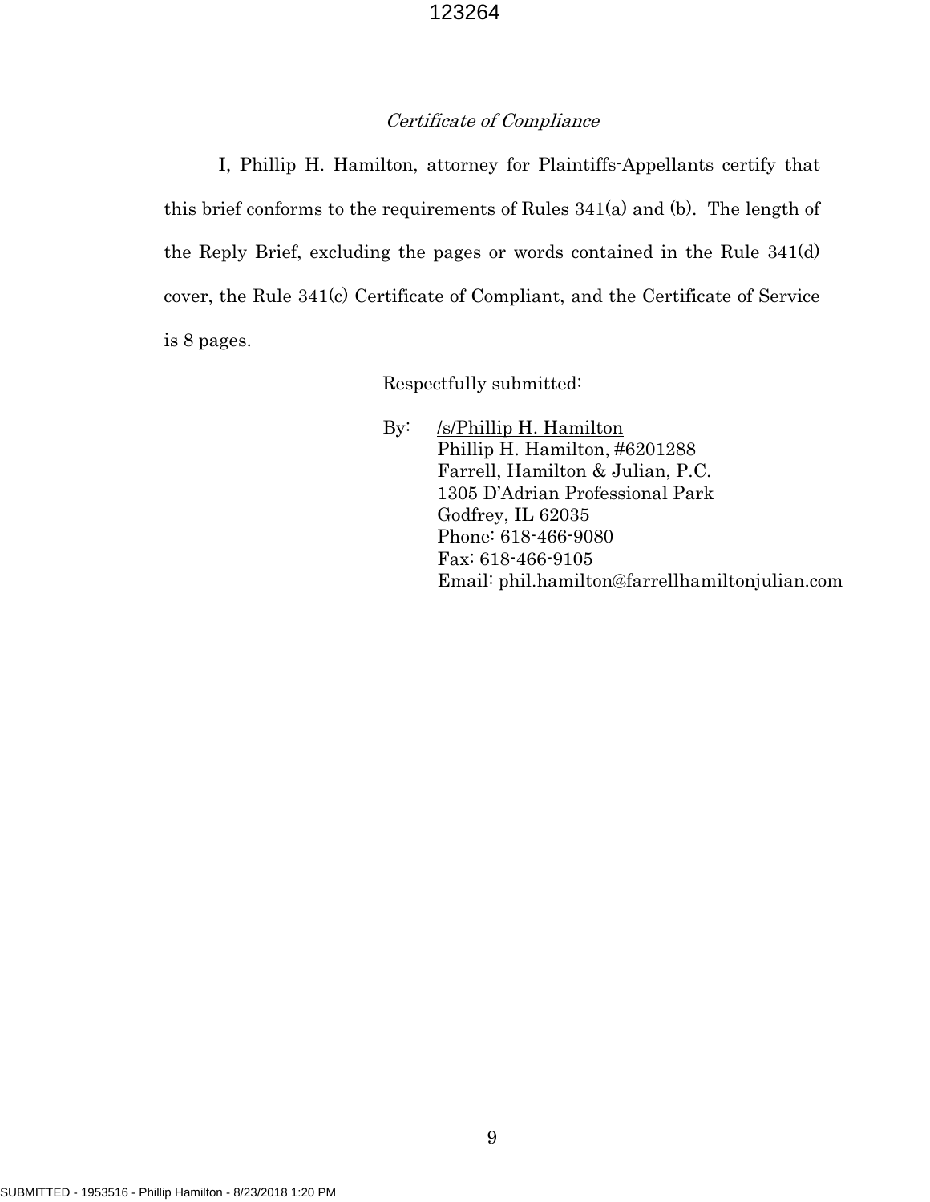*Certificate of Compliance*

I, Phillip H. Hamilton, attorney for Plaintiffs-Appellants certify that this brief conforms to the requirements of Rules 341(a) and (b). The length of the Reply Brief, excluding the pages or words contained in the Rule 341(d) cover, the Rule 341(c) Certificate of Compliant, and the Certificate of Service is 8 pages.

Respectfully submitted:

By: /s/Phillip H. Hamilton
Phillip H. Hamilton, #6201288
Farrell, Hamilton & Julian, P.C.
1305 D'Adrian Professional Park
Godfrey, IL 62035
Phone: 618-466-9080
Fax: 618-466-9105
Email: phil.hamilton@farrellhamiltonjulian.com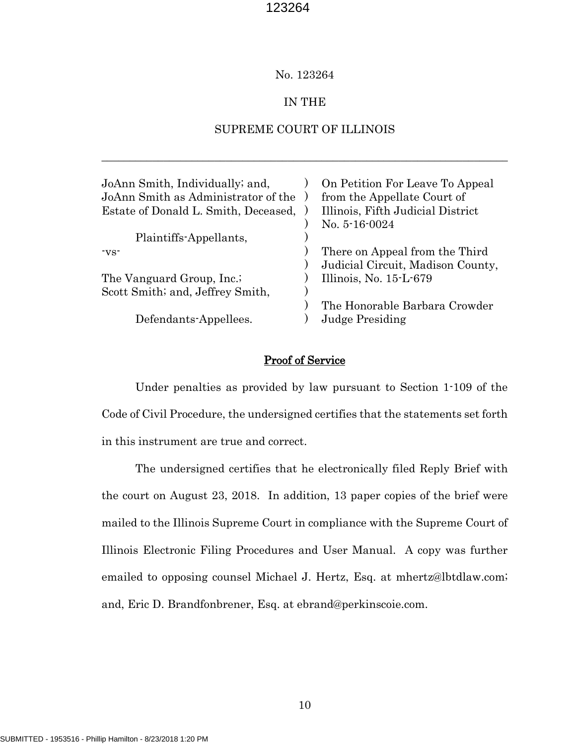No. 123264

IN THE

SUPREME COURT OF ILLINOIS

---

| | | |
|---|---|---|
| JoAnn Smith, Individually; and, | ) | On Petition For Leave To Appeal |
| JoAnn Smith as Administrator of the | ) | from the Appellate Court of |
| Estate of Donald L. Smith, Deceased, | ) | Illinois, Fifth Judicial District |
| | ) | No. 5-16-0024 |
| Plaintiffs-Appellants, | ) | |
| -vs- | ) | There on Appeal from the Third |
| | ) | Judicial Circuit, Madison County, |
| The Vanguard Group, Inc.; | ) | Illinois, No. 15-L-679 |
| Scott Smith; and, Jeffrey Smith, | ) | |
| | ) | The Honorable Barbara Crowder |
| Defendants-Appellees. | ) | Judge Presiding |

## Proof of Service

Under penalties as provided by law pursuant to Section 1-109 of the Code of Civil Procedure, the undersigned certifies that the statements set forth in this instrument are true and correct.

The undersigned certifies that he electronically filed Reply Brief with the court on August 23, 2018. In addition, 13 paper copies of the brief were mailed to the Illinois Supreme Court in compliance with the Supreme Court of Illinois Electronic Filing Procedures and User Manual. A copy was further emailed to opposing counsel Michael J. Hertz, Esq. at mhertz@lbtdlaw.com; and, Eric D. Brandfonbrener, Esq. at ebrand@perkinscoie.com.

SUBMITTED - 1953516 - Phillip Hamilton - 8/23/2018 1:20 PM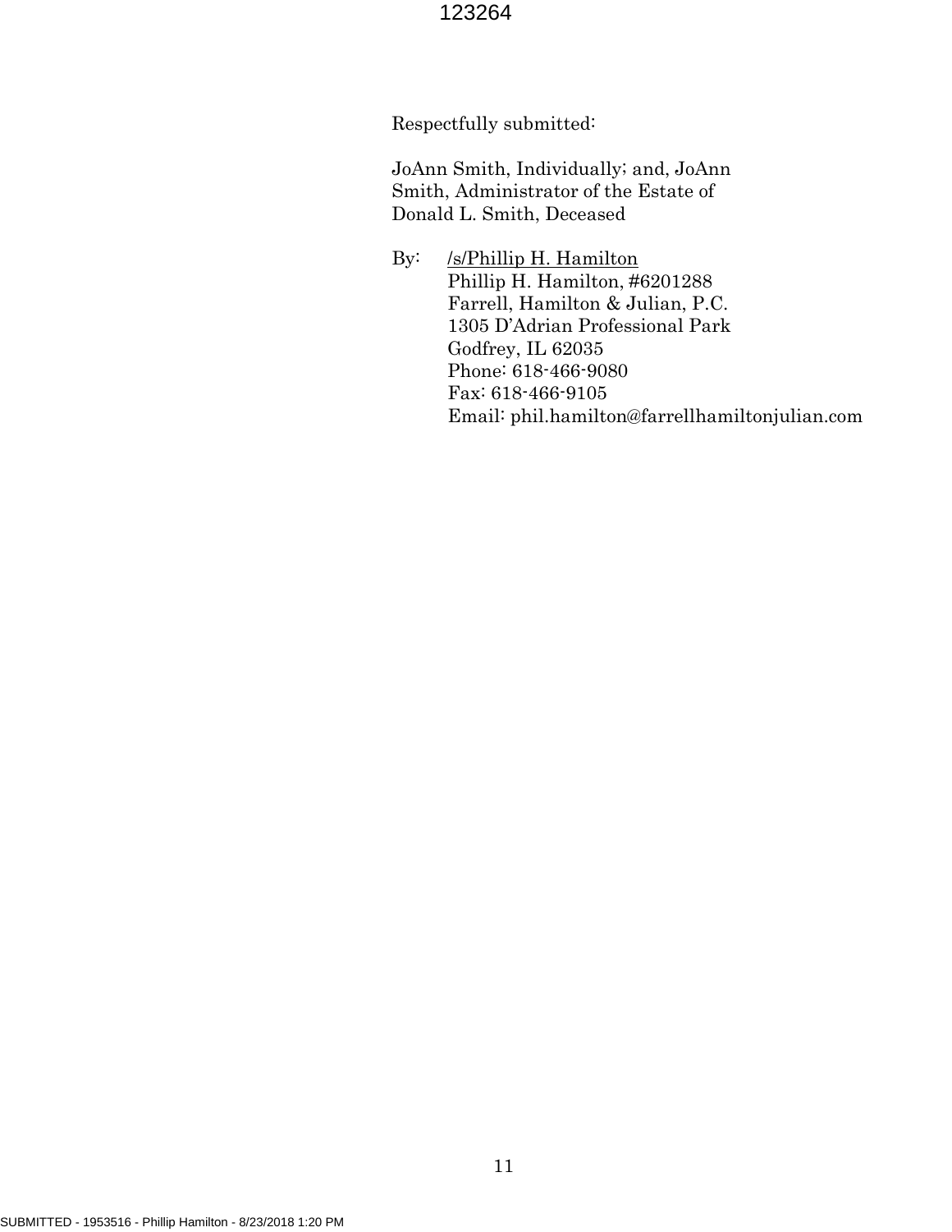Respectfully submitted:

JoAnn Smith, Individually; and, JoAnn Smith, Administrator of the Estate of Donald L. Smith, Deceased

By: /s/Phillip H. Hamilton
Phillip H. Hamilton, #6201288
Farrell, Hamilton & Julian, P.C.
1305 D'Adrian Professional Park
Godfrey, IL 62035
Phone: 618-466-9080
Fax: 618-466-9105
Email: phil.hamilton@farrellhamiltonjulian.com